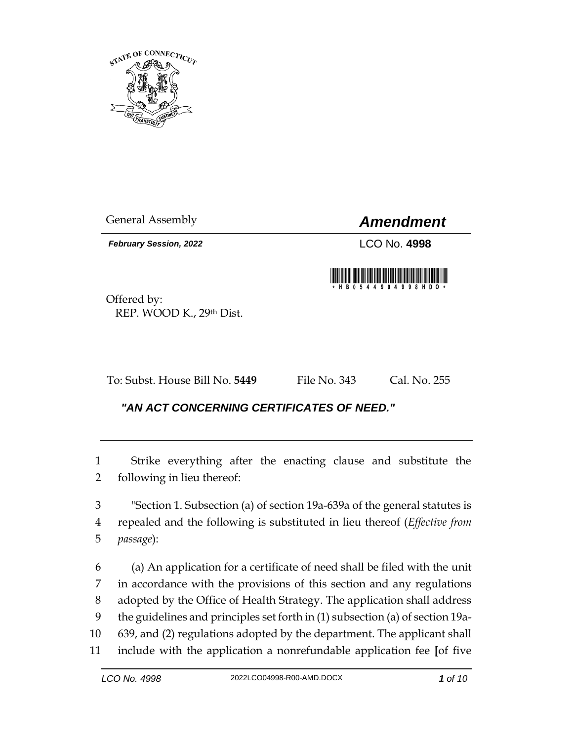General Assembly

# *Amendment*

***February Session, 2022***

LCO No. **4998**

Offered by:
REP. WOOD K., 29th Dist.

To: Subst. House Bill No. **5449** File No. 343 Cal. No. 255

## *"AN ACT CONCERNING CERTIFICATES OF NEED."*

1 Strike everything after the enacting clause and substitute the
2 following in lieu thereof:

3 "Section 1. Subsection (a) of section 19a-639a of the general statutes is
4 repealed and the following is substituted in lieu thereof (*Effective from*
5 *passage*):

6 (a) An application for a certificate of need shall be filed with the unit
7 in accordance with the provisions of this section and any regulations
8 adopted by the Office of Health Strategy. The application shall address
9 the guidelines and principles set forth in (1) subsection (a) of section 19a-
10 639, and (2) regulations adopted by the department. The applicant shall
11 include with the application a nonrefundable application fee **[**of five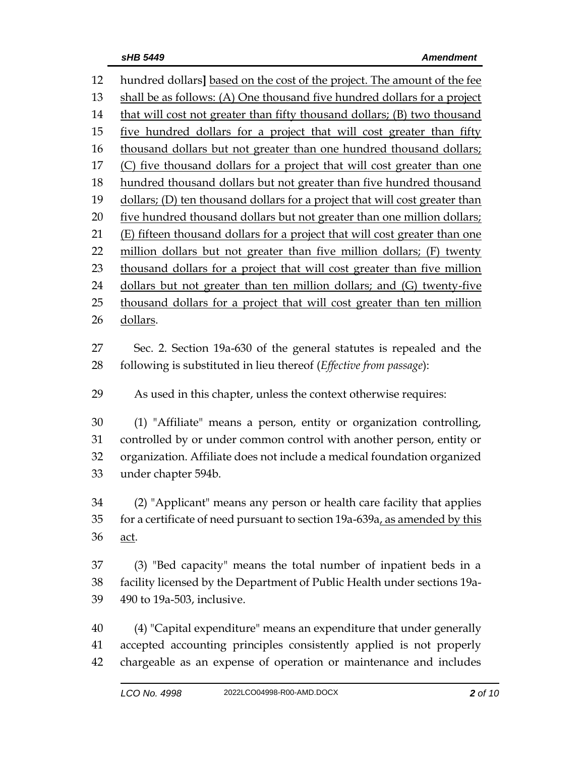hundred dollars] based on the cost of the project. The amount of the fee shall be as follows: (A) One thousand five hundred dollars for a project that will cost not greater than fifty thousand dollars; (B) two thousand five hundred dollars for a project that will cost greater than fifty thousand dollars but not greater than one hundred thousand dollars; (C) five thousand dollars for a project that will cost greater than one hundred thousand dollars but not greater than five hundred thousand dollars; (D) ten thousand dollars for a project that will cost greater than five hundred thousand dollars but not greater than one million dollars; (E) fifteen thousand dollars for a project that will cost greater than one million dollars but not greater than five million dollars; (F) twenty thousand dollars for a project that will cost greater than five million dollars but not greater than ten million dollars; and (G) twenty-five thousand dollars for a project that will cost greater than ten million dollars.

Sec. 2. Section 19a-630 of the general statutes is repealed and the following is substituted in lieu thereof (*Effective from passage*):

As used in this chapter, unless the context otherwise requires:

(1) "Affiliate" means a person, entity or organization controlling, controlled by or under common control with another person, entity or organization. Affiliate does not include a medical foundation organized under chapter 594b.

(2) "Applicant" means any person or health care facility that applies for a certificate of need pursuant to section 19a-639a, as amended by this act.

(3) "Bed capacity" means the total number of inpatient beds in a facility licensed by the Department of Public Health under sections 19a-490 to 19a-503, inclusive.

(4) "Capital expenditure" means an expenditure that under generally accepted accounting principles consistently applied is not properly chargeable as an expense of operation or maintenance and includes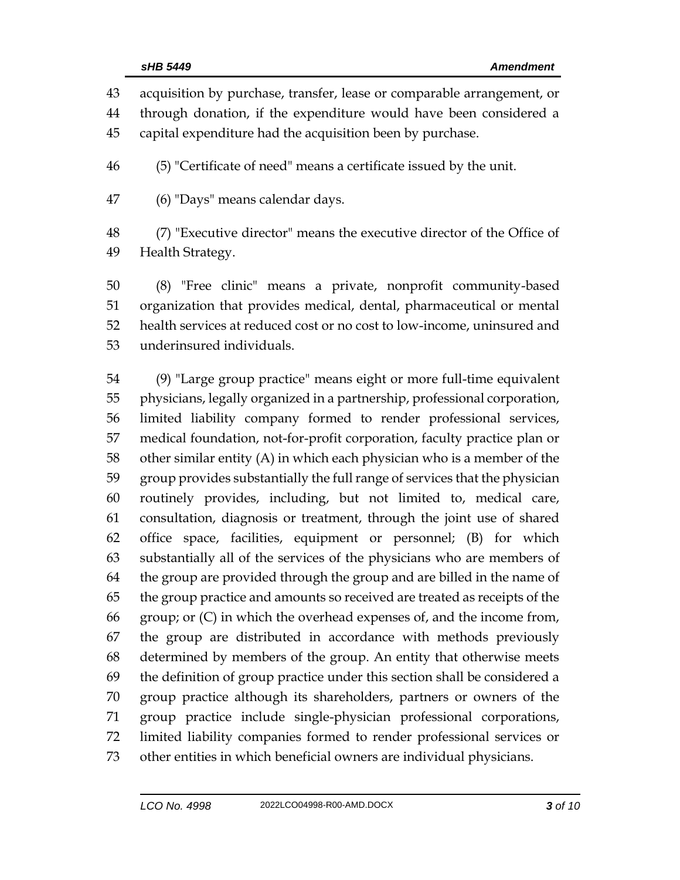acquisition by purchase, transfer, lease or comparable arrangement, or through donation, if the expenditure would have been considered a capital expenditure had the acquisition been by purchase.

(5) "Certificate of need" means a certificate issued by the unit.

(6) "Days" means calendar days.

(7) "Executive director" means the executive director of the Office of Health Strategy.

(8) "Free clinic" means a private, nonprofit community-based organization that provides medical, dental, pharmaceutical or mental health services at reduced cost or no cost to low-income, uninsured and underinsured individuals.

(9) "Large group practice" means eight or more full-time equivalent physicians, legally organized in a partnership, professional corporation, limited liability company formed to render professional services, medical foundation, not-for-profit corporation, faculty practice plan or other similar entity (A) in which each physician who is a member of the group provides substantially the full range of services that the physician routinely provides, including, but not limited to, medical care, consultation, diagnosis or treatment, through the joint use of shared office space, facilities, equipment or personnel; (B) for which substantially all of the services of the physicians who are members of the group are provided through the group and are billed in the name of the group practice and amounts so received are treated as receipts of the group; or (C) in which the overhead expenses of, and the income from, the group are distributed in accordance with methods previously determined by members of the group. An entity that otherwise meets the definition of group practice under this section shall be considered a group practice although its shareholders, partners or owners of the group practice include single-physician professional corporations, limited liability companies formed to render professional services or other entities in which beneficial owners are individual physicians.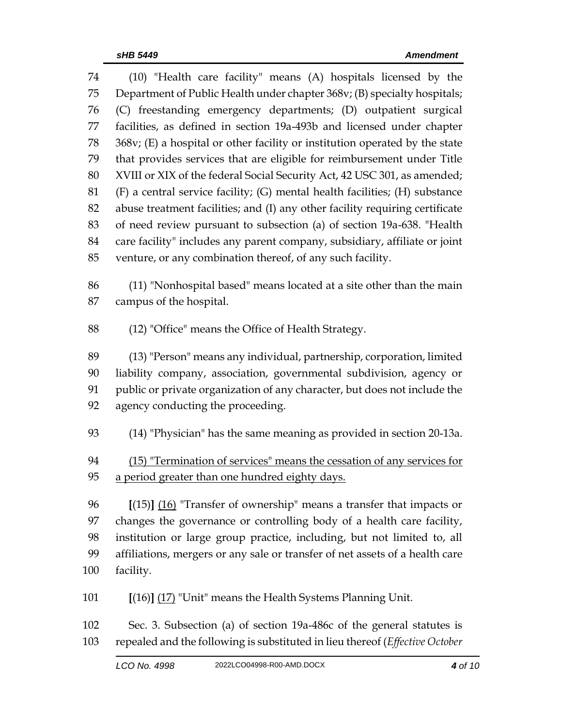(10) "Health care facility" means (A) hospitals licensed by the Department of Public Health under chapter 368v; (B) specialty hospitals; (C) freestanding emergency departments; (D) outpatient surgical facilities, as defined in section 19a-493b and licensed under chapter 368v; (E) a hospital or other facility or institution operated by the state that provides services that are eligible for reimbursement under Title XVIII or XIX of the federal Social Security Act, 42 USC 301, as amended; (F) a central service facility; (G) mental health facilities; (H) substance abuse treatment facilities; and (I) any other facility requiring certificate of need review pursuant to subsection (a) of section 19a-638. "Health care facility" includes any parent company, subsidiary, affiliate or joint venture, or any combination thereof, of any such facility.

(11) "Nonhospital based" means located at a site other than the main campus of the hospital.

(12) "Office" means the Office of Health Strategy.

(13) "Person" means any individual, partnership, corporation, limited liability company, association, governmental subdivision, agency or public or private organization of any character, but does not include the agency conducting the proceeding.

(14) "Physician" has the same meaning as provided in section 20-13a.

<u>(15) "Termination of services" means the cessation of any services for a period greater than one hundred eighty days.</u>

**[**(15)**]** <u>(16)</u> "Transfer of ownership" means a transfer that impacts or changes the governance or controlling body of a health care facility, institution or large group practice, including, but not limited to, all affiliations, mergers or any sale or transfer of net assets of a health care facility.

**[**(16)**]** <u>(17)</u> "Unit" means the Health Systems Planning Unit.

Sec. 3. Subsection (a) of section 19a-486c of the general statutes is repealed and the following is substituted in lieu thereof (*Effective October*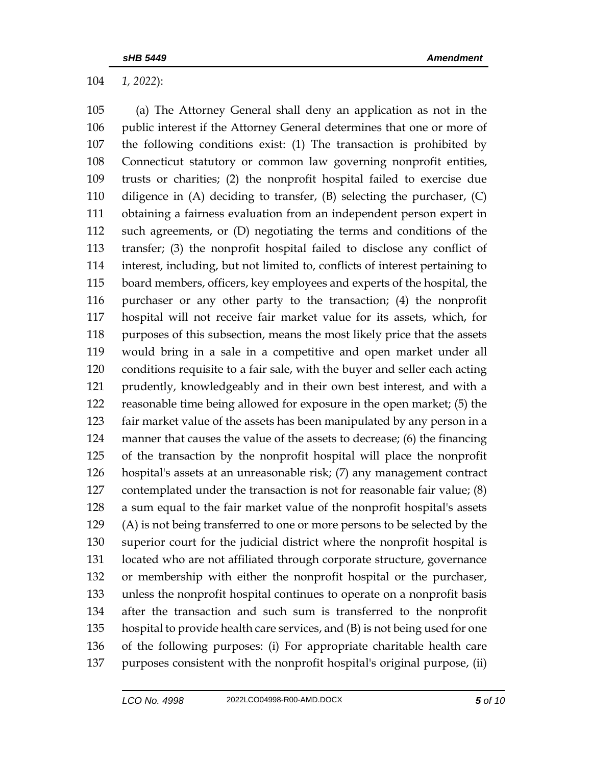*1, 2022*):

(a) The Attorney General shall deny an application as not in the public interest if the Attorney General determines that one or more of the following conditions exist: (1) The transaction is prohibited by Connecticut statutory or common law governing nonprofit entities, trusts or charities; (2) the nonprofit hospital failed to exercise due diligence in (A) deciding to transfer, (B) selecting the purchaser, (C) obtaining a fairness evaluation from an independent person expert in such agreements, or (D) negotiating the terms and conditions of the transfer; (3) the nonprofit hospital failed to disclose any conflict of interest, including, but not limited to, conflicts of interest pertaining to board members, officers, key employees and experts of the hospital, the purchaser or any other party to the transaction; (4) the nonprofit hospital will not receive fair market value for its assets, which, for purposes of this subsection, means the most likely price that the assets would bring in a sale in a competitive and open market under all conditions requisite to a fair sale, with the buyer and seller each acting prudently, knowledgeably and in their own best interest, and with a reasonable time being allowed for exposure in the open market; (5) the fair market value of the assets has been manipulated by any person in a manner that causes the value of the assets to decrease; (6) the financing of the transaction by the nonprofit hospital will place the nonprofit hospital's assets at an unreasonable risk; (7) any management contract contemplated under the transaction is not for reasonable fair value; (8) a sum equal to the fair market value of the nonprofit hospital's assets (A) is not being transferred to one or more persons to be selected by the superior court for the judicial district where the nonprofit hospital is located who are not affiliated through corporate structure, governance or membership with either the nonprofit hospital or the purchaser, unless the nonprofit hospital continues to operate on a nonprofit basis after the transaction and such sum is transferred to the nonprofit hospital to provide health care services, and (B) is not being used for one of the following purposes: (i) For appropriate charitable health care purposes consistent with the nonprofit hospital's original purpose, (ii)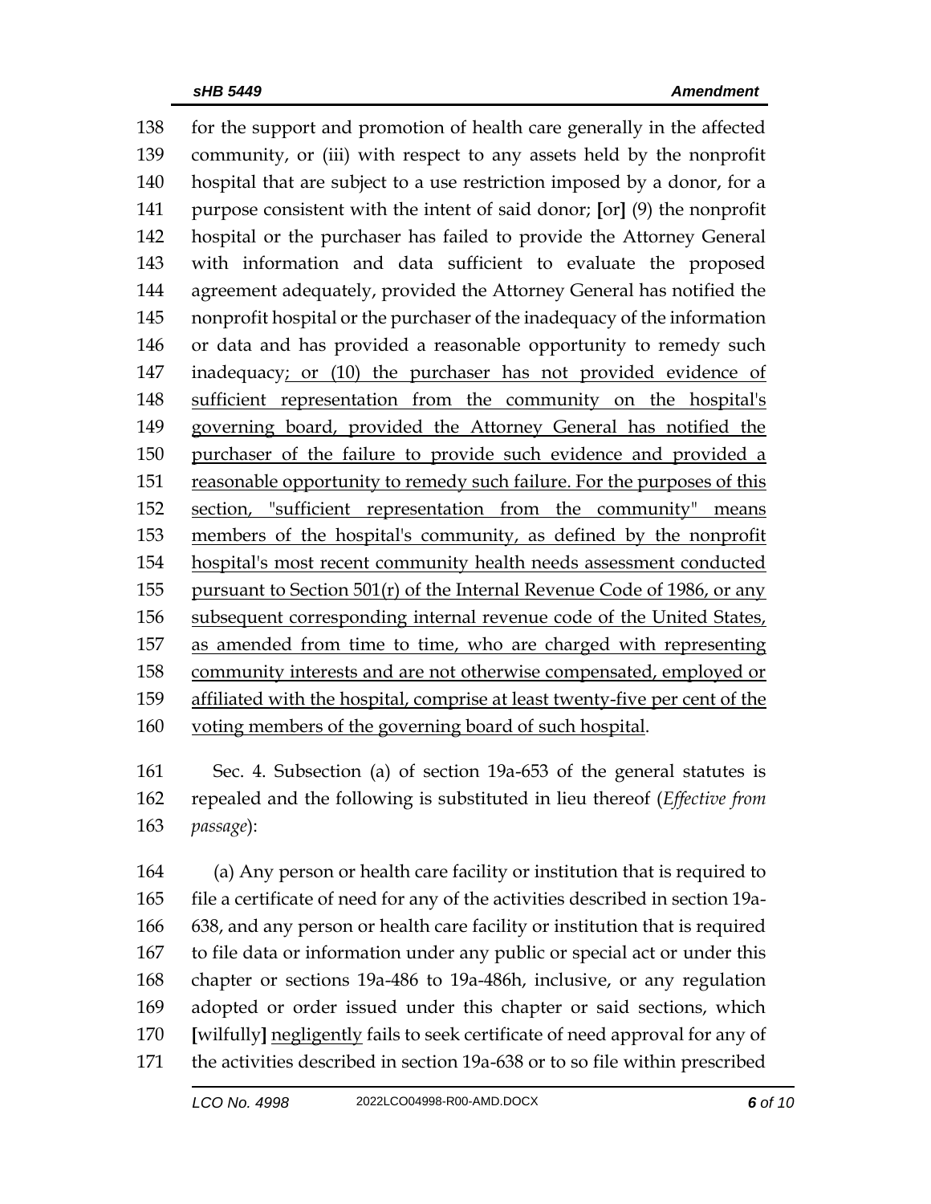for the support and promotion of health care generally in the affected community, or (iii) with respect to any assets held by the nonprofit hospital that are subject to a use restriction imposed by a donor, for a purpose consistent with the intent of said donor; [or] (9) the nonprofit hospital or the purchaser has failed to provide the Attorney General with information and data sufficient to evaluate the proposed agreement adequately, provided the Attorney General has notified the nonprofit hospital or the purchaser of the inadequacy of the information or data and has provided a reasonable opportunity to remedy such inadequacy<u>; or (10) the purchaser has not provided evidence of sufficient representation from the community on the hospital's governing board, provided the Attorney General has notified the purchaser of the failure to provide such evidence and provided a reasonable opportunity to remedy such failure. For the purposes of this section, "sufficient representation from the community" means members of the hospital's community, as defined by the nonprofit hospital's most recent community health needs assessment conducted pursuant to Section 501(r) of the Internal Revenue Code of 1986, or any subsequent corresponding internal revenue code of the United States, as amended from time to time, who are charged with representing community interests and are not otherwise compensated, employed or affiliated with the hospital, comprise at least twenty-five per cent of the voting members of the governing board of such hospital</u>.

Sec. 4. Subsection (a) of section 19a-653 of the general statutes is repealed and the following is substituted in lieu thereof (*Effective from passage*):

(a) Any person or health care facility or institution that is required to file a certificate of need for any of the activities described in section 19a-638, and any person or health care facility or institution that is required to file data or information under any public or special act or under this chapter or sections 19a-486 to 19a-486h, inclusive, or any regulation adopted or order issued under this chapter or said sections, which [wilfully] <u>negligently</u> fails to seek certificate of need approval for any of the activities described in section 19a-638 or to so file within prescribed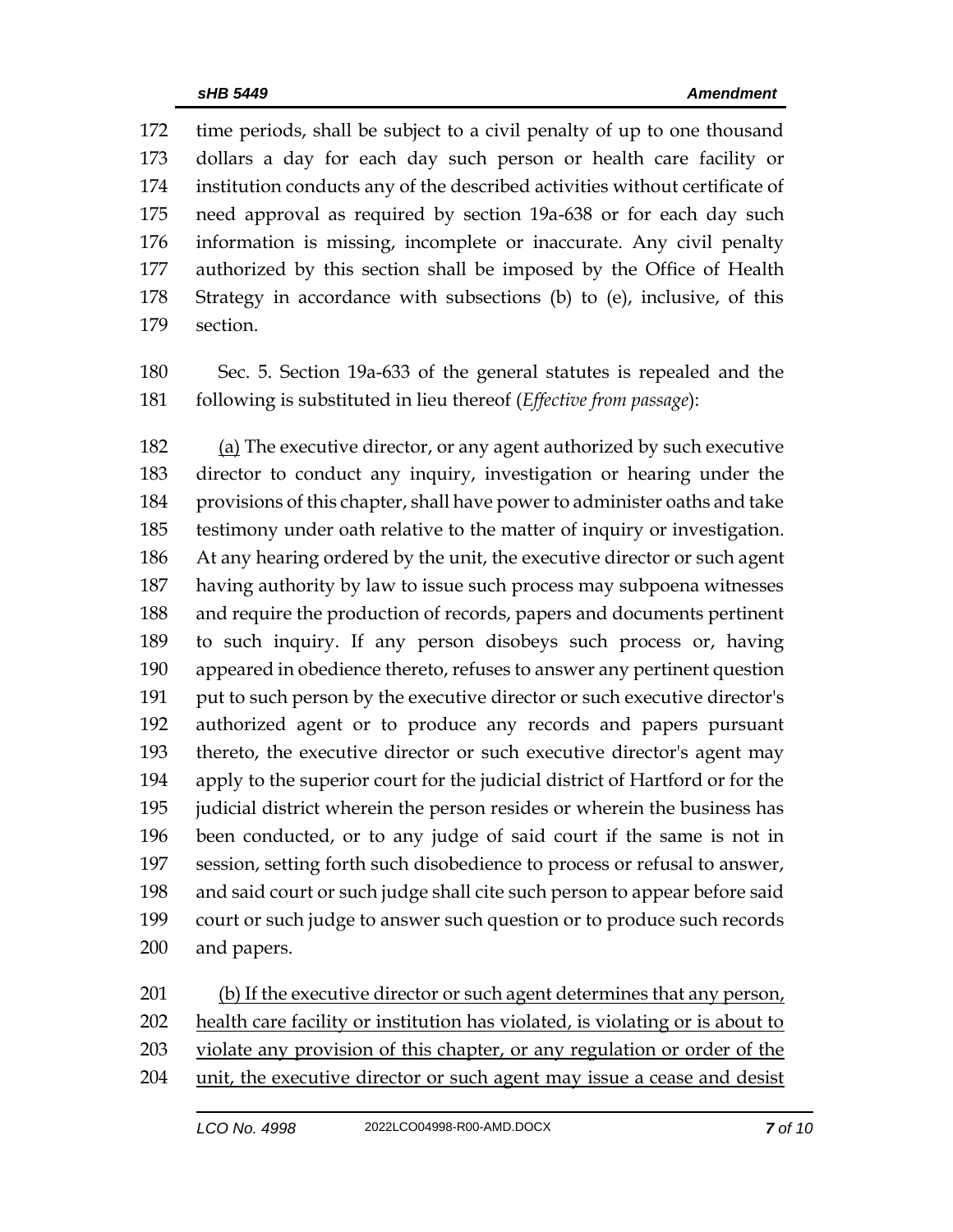time periods, shall be subject to a civil penalty of up to one thousand dollars a day for each day such person or health care facility or institution conducts any of the described activities without certificate of need approval as required by section 19a-638 or for each day such information is missing, incomplete or inaccurate. Any civil penalty authorized by this section shall be imposed by the Office of Health Strategy in accordance with subsections (b) to (e), inclusive, of this section.

Sec. 5. Section 19a-633 of the general statutes is repealed and the following is substituted in lieu thereof (*Effective from passage*):

<u>(a)</u> The executive director, or any agent authorized by such executive director to conduct any inquiry, investigation or hearing under the provisions of this chapter, shall have power to administer oaths and take testimony under oath relative to the matter of inquiry or investigation. At any hearing ordered by the unit, the executive director or such agent having authority by law to issue such process may subpoena witnesses and require the production of records, papers and documents pertinent to such inquiry. If any person disobeys such process or, having appeared in obedience thereto, refuses to answer any pertinent question put to such person by the executive director or such executive director's authorized agent or to produce any records and papers pursuant thereto, the executive director or such executive director's agent may apply to the superior court for the judicial district of Hartford or for the judicial district wherein the person resides or wherein the business has been conducted, or to any judge of said court if the same is not in session, setting forth such disobedience to process or refusal to answer, and said court or such judge shall cite such person to appear before said court or such judge to answer such question or to produce such records and papers.

<u>(b) If the executive director or such agent determines that any person, health care facility or institution has violated, is violating or is about to violate any provision of this chapter, or any regulation or order of the unit, the executive director or such agent may issue a cease and desist</u>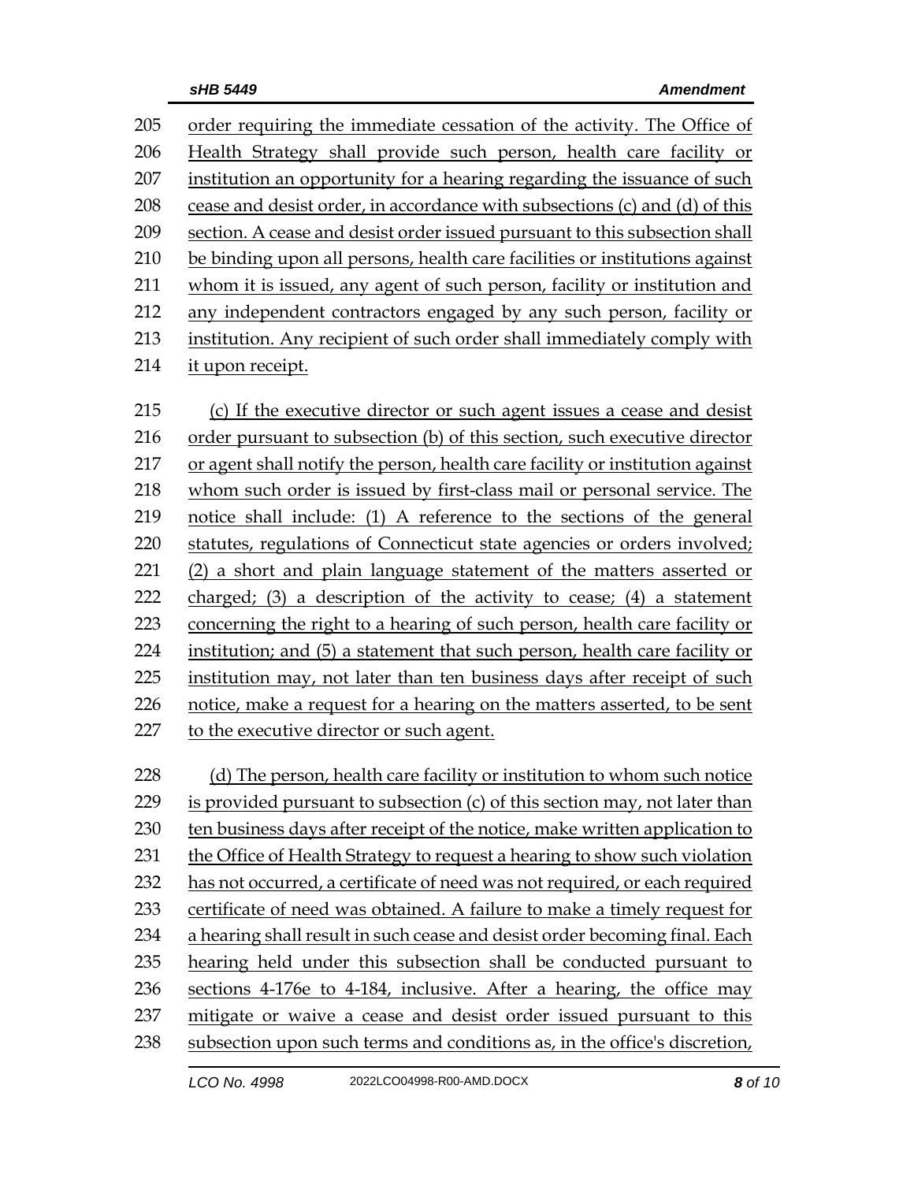order requiring the immediate cessation of the activity. The Office of Health Strategy shall provide such person, health care facility or institution an opportunity for a hearing regarding the issuance of such cease and desist order, in accordance with subsections (c) and (d) of this section. A cease and desist order issued pursuant to this subsection shall be binding upon all persons, health care facilities or institutions against whom it is issued, any agent of such person, facility or institution and any independent contractors engaged by any such person, facility or institution. Any recipient of such order shall immediately comply with it upon receipt.

(c) If the executive director or such agent issues a cease and desist order pursuant to subsection (b) of this section, such executive director or agent shall notify the person, health care facility or institution against whom such order is issued by first-class mail or personal service. The notice shall include: (1) A reference to the sections of the general statutes, regulations of Connecticut state agencies or orders involved; (2) a short and plain language statement of the matters asserted or charged; (3) a description of the activity to cease; (4) a statement concerning the right to a hearing of such person, health care facility or institution; and (5) a statement that such person, health care facility or institution may, not later than ten business days after receipt of such notice, make a request for a hearing on the matters asserted, to be sent to the executive director or such agent.

(d) The person, health care facility or institution to whom such notice is provided pursuant to subsection (c) of this section may, not later than ten business days after receipt of the notice, make written application to the Office of Health Strategy to request a hearing to show such violation has not occurred, a certificate of need was not required, or each required certificate of need was obtained. A failure to make a timely request for a hearing shall result in such cease and desist order becoming final. Each hearing held under this subsection shall be conducted pursuant to sections 4-176e to 4-184, inclusive. After a hearing, the office may mitigate or waive a cease and desist order issued pursuant to this subsection upon such terms and conditions as, in the office's discretion,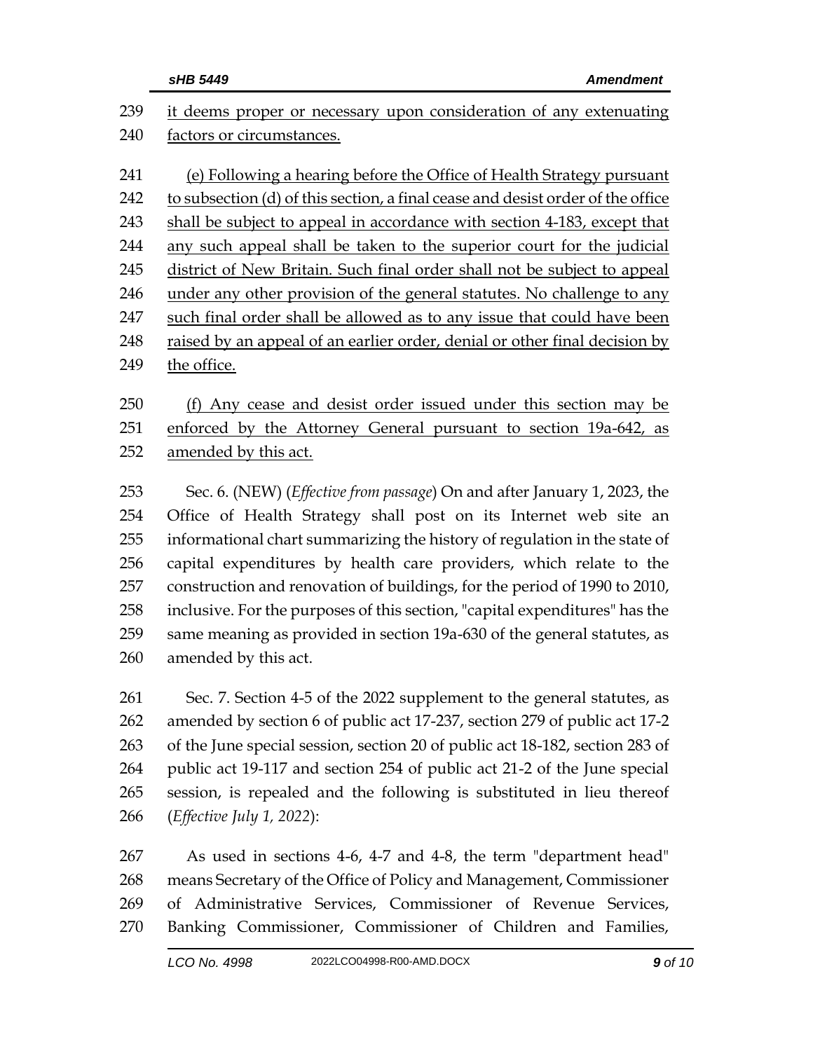it deems proper or necessary upon consideration of any extenuating factors or circumstances.

(e) Following a hearing before the Office of Health Strategy pursuant to subsection (d) of this section, a final cease and desist order of the office shall be subject to appeal in accordance with section 4-183, except that any such appeal shall be taken to the superior court for the judicial district of New Britain. Such final order shall not be subject to appeal under any other provision of the general statutes. No challenge to any such final order shall be allowed as to any issue that could have been raised by an appeal of an earlier order, denial or other final decision by the office.

(f) Any cease and desist order issued under this section may be enforced by the Attorney General pursuant to section 19a-642, as amended by this act.

Sec. 6. (NEW) (*Effective from passage*) On and after January 1, 2023, the Office of Health Strategy shall post on its Internet web site an informational chart summarizing the history of regulation in the state of capital expenditures by health care providers, which relate to the construction and renovation of buildings, for the period of 1990 to 2010, inclusive. For the purposes of this section, "capital expenditures" has the same meaning as provided in section 19a-630 of the general statutes, as amended by this act.

Sec. 7. Section 4-5 of the 2022 supplement to the general statutes, as amended by section 6 of public act 17-237, section 279 of public act 17-2 of the June special session, section 20 of public act 18-182, section 283 of public act 19-117 and section 254 of public act 21-2 of the June special session, is repealed and the following is substituted in lieu thereof (*Effective July 1, 2022*):

As used in sections 4-6, 4-7 and 4-8, the term "department head" means Secretary of the Office of Policy and Management, Commissioner of Administrative Services, Commissioner of Revenue Services, Banking Commissioner, Commissioner of Children and Families,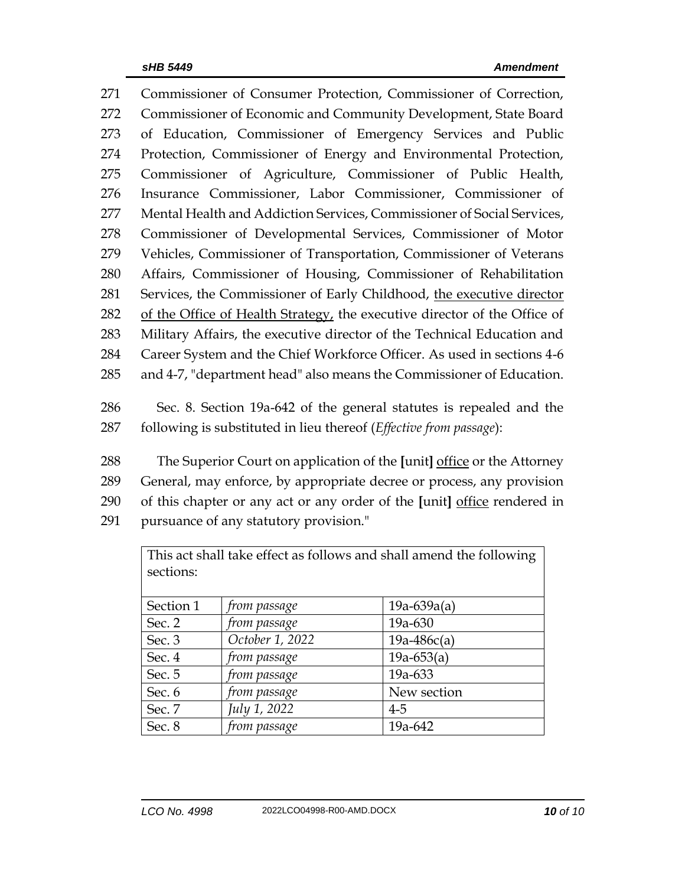271 Commissioner of Consumer Protection, Commissioner of Correction,
272 Commissioner of Economic and Community Development, State Board
273 of Education, Commissioner of Emergency Services and Public
274 Protection, Commissioner of Energy and Environmental Protection,
275 Commissioner of Agriculture, Commissioner of Public Health,
276 Insurance Commissioner, Labor Commissioner, Commissioner of
277 Mental Health and Addiction Services, Commissioner of Social Services,
278 Commissioner of Developmental Services, Commissioner of Motor
279 Vehicles, Commissioner of Transportation, Commissioner of Veterans
280 Affairs, Commissioner of Housing, Commissioner of Rehabilitation
281 Services, the Commissioner of Early Childhood, <u>the executive director</u>
282 <u>of the Office of Health Strategy,</u> the executive director of the Office of
283 Military Affairs, the executive director of the Technical Education and
284 Career System and the Chief Workforce Officer. As used in sections 4-6
285 and 4-7, "department head" also means the Commissioner of Education.

286 Sec. 8. Section 19a-642 of the general statutes is repealed and the
287 following is substituted in lieu thereof (*Effective from passage*):

288 The Superior Court on application of the **[**unit**]** <u>office</u> or the Attorney
289 General, may enforce, by appropriate decree or process, any provision
290 of this chapter or any act or any order of the **[**unit**]** <u>office</u> rendered in
291 pursuance of any statutory provision."

| This act shall take effect as follows and shall amend the following sections: | | |
|---|---|---|
| Section 1 | *from passage* | 19a-639a(a) |
| Sec. 2 | *from passage* | 19a-630 |
| Sec. 3 | *October 1, 2022* | 19a-486c(a) |
| Sec. 4 | *from passage* | 19a-653(a) |
| Sec. 5 | *from passage* | 19a-633 |
| Sec. 6 | *from passage* | New section |
| Sec. 7 | *July 1, 2022* | 4-5 |
| Sec. 8 | *from passage* | 19a-642 |